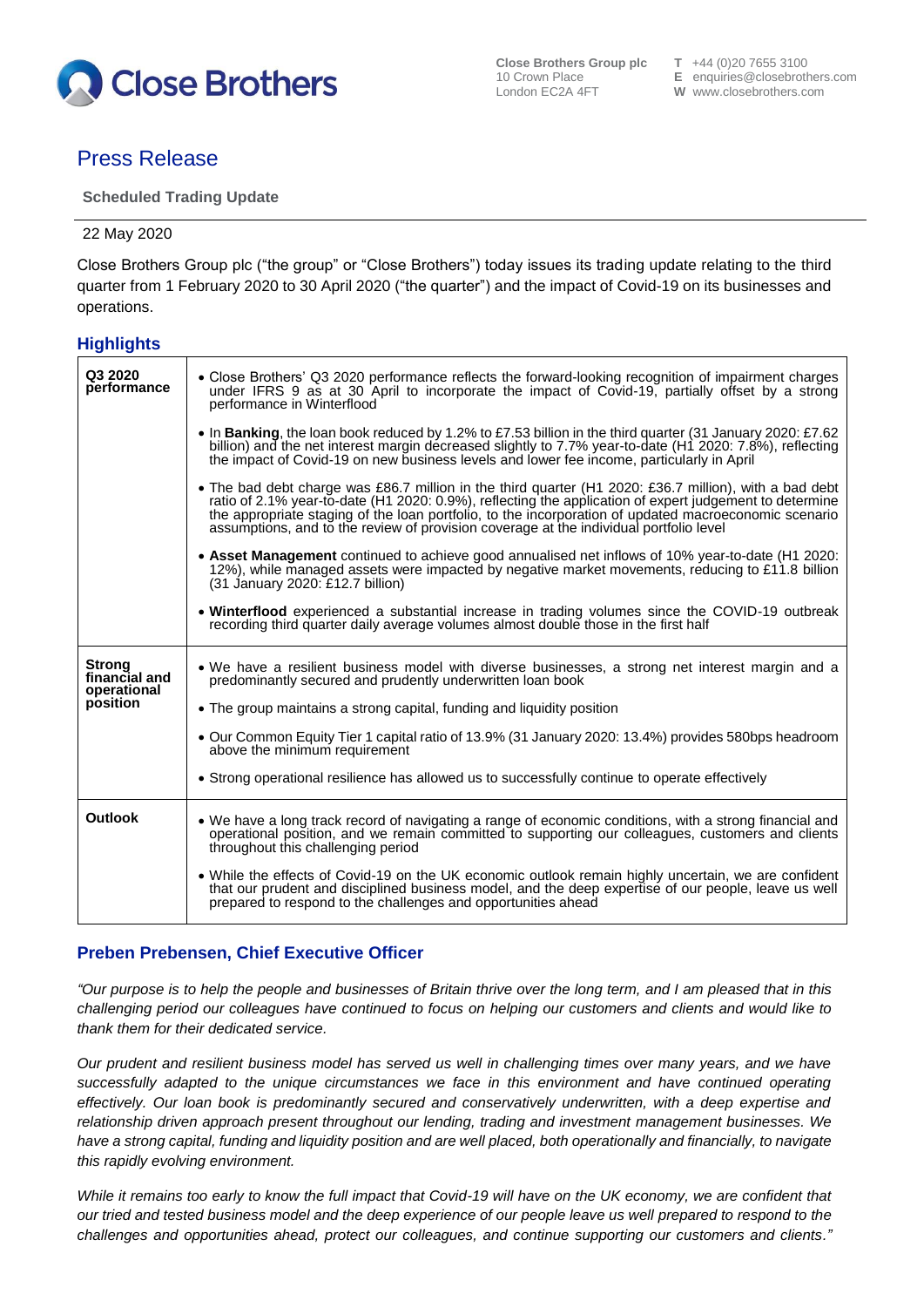Close Brothers Group plc
10 Crown Place
London EC2A 4FT

**T** +44 (0)20 7655 3100
**E** enquiries@closebrothers.com
**W** www.closebrothers.com

# Press Release

**Scheduled Trading Update**

22 May 2020

Close Brothers Group plc ("the group" or "Close Brothers") today issues its trading update relating to the third quarter from 1 February 2020 to 30 April 2020 ("the quarter") and the impact of Covid-19 on its businesses and operations.

## Highlights

| | |
|---|---|
| **Q3 2020 performance** | • Close Brothers' Q3 2020 performance reflects the forward-looking recognition of impairment charges under IFRS 9 as at 30 April to incorporate the impact of Covid-19, partially offset by a strong performance in Winterflood<br><br>• In **Banking**, the loan book reduced by 1.2% to £7.53 billion in the third quarter (31 January 2020: £7.62 billion) and the net interest margin decreased slightly to 7.7% year-to-date (H1 2020: 7.8%), reflecting the impact of Covid-19 on new business levels and lower fee income, particularly in April<br><br>• The bad debt charge was £86.7 million in the third quarter (H1 2020: £36.7 million), with a bad debt ratio of 2.1% year-to-date (H1 2020: 0.9%), reflecting the application of expert judgement to determine the appropriate staging of the loan portfolio, to the incorporation of updated macroeconomic scenario assumptions, and to the review of provision coverage at the individual portfolio level<br><br>• **Asset Management** continued to achieve good annualised net inflows of 10% year-to-date (H1 2020: 12%), while managed assets were impacted by negative market movements, reducing to £11.8 billion (31 January 2020: £12.7 billion)<br><br>• **Winterflood** experienced a substantial increase in trading volumes since the COVID-19 outbreak recording third quarter daily average volumes almost double those in the first half |
| **Strong financial and operational position** | • We have a resilient business model with diverse businesses, a strong net interest margin and a predominantly secured and prudently underwritten loan book<br><br>• The group maintains a strong capital, funding and liquidity position<br><br>• Our Common Equity Tier 1 capital ratio of 13.9% (31 January 2020: 13.4%) provides 580bps headroom above the minimum requirement<br><br>• Strong operational resilience has allowed us to successfully continue to operate effectively |
| **Outlook** | • We have a long track record of navigating a range of economic conditions, with a strong financial and operational position, and we remain committed to supporting our colleagues, customers and clients throughout this challenging period<br><br>• While the effects of Covid-19 on the UK economic outlook remain highly uncertain, we are confident that our prudent and disciplined business model, and the deep expertise of our people, leave us well prepared to respond to the challenges and opportunities ahead |

## Preben Prebensen, Chief Executive Officer

*"Our purpose is to help the people and businesses of Britain thrive over the long term, and I am pleased that in this challenging period our colleagues have continued to focus on helping our customers and clients and would like to thank them for their dedicated service.*

*Our prudent and resilient business model has served us well in challenging times over many years, and we have successfully adapted to the unique circumstances we face in this environment and have continued operating effectively. Our loan book is predominantly secured and conservatively underwritten, with a deep expertise and relationship driven approach present throughout our lending, trading and investment management businesses. We have a strong capital, funding and liquidity position and are well placed, both operationally and financially, to navigate this rapidly evolving environment.*

*While it remains too early to know the full impact that Covid-19 will have on the UK economy, we are confident that our tried and tested business model and the deep experience of our people leave us well prepared to respond to the challenges and opportunities ahead, protect our colleagues, and continue supporting our customers and clients."*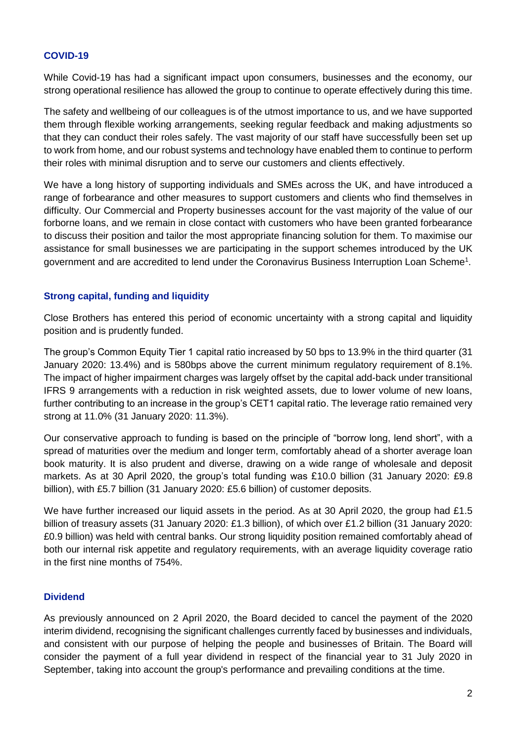## COVID-19

While Covid-19 has had a significant impact upon consumers, businesses and the economy, our strong operational resilience has allowed the group to continue to operate effectively during this time.

The safety and wellbeing of our colleagues is of the utmost importance to us, and we have supported them through flexible working arrangements, seeking regular feedback and making adjustments so that they can conduct their roles safely. The vast majority of our staff have successfully been set up to work from home, and our robust systems and technology have enabled them to continue to perform their roles with minimal disruption and to serve our customers and clients effectively.

We have a long history of supporting individuals and SMEs across the UK, and have introduced a range of forbearance and other measures to support customers and clients who find themselves in difficulty. Our Commercial and Property businesses account for the vast majority of the value of our forborne loans, and we remain in close contact with customers who have been granted forbearance to discuss their position and tailor the most appropriate financing solution for them. To maximise our assistance for small businesses we are participating in the support schemes introduced by the UK government and are accredited to lend under the Coronavirus Business Interruption Loan Scheme[1].

## Strong capital, funding and liquidity

Close Brothers has entered this period of economic uncertainty with a strong capital and liquidity position and is prudently funded.

The group's Common Equity Tier 1 capital ratio increased by 50 bps to 13.9% in the third quarter (31 January 2020: 13.4%) and is 580bps above the current minimum regulatory requirement of 8.1%. The impact of higher impairment charges was largely offset by the capital add-back under transitional IFRS 9 arrangements with a reduction in risk weighted assets, due to lower volume of new loans, further contributing to an increase in the group's CET1 capital ratio. The leverage ratio remained very strong at 11.0% (31 January 2020: 11.3%).

Our conservative approach to funding is based on the principle of "borrow long, lend short", with a spread of maturities over the medium and longer term, comfortably ahead of a shorter average loan book maturity. It is also prudent and diverse, drawing on a wide range of wholesale and deposit markets. As at 30 April 2020, the group's total funding was £10.0 billion (31 January 2020: £9.8 billion), with £5.7 billion (31 January 2020: £5.6 billion) of customer deposits.

We have further increased our liquid assets in the period. As at 30 April 2020, the group had £1.5 billion of treasury assets (31 January 2020: £1.3 billion), of which over £1.2 billion (31 January 2020: £0.9 billion) was held with central banks. Our strong liquidity position remained comfortably ahead of both our internal risk appetite and regulatory requirements, with an average liquidity coverage ratio in the first nine months of 754%.

## Dividend

As previously announced on 2 April 2020, the Board decided to cancel the payment of the 2020 interim dividend, recognising the significant challenges currently faced by businesses and individuals, and consistent with our purpose of helping the people and businesses of Britain. The Board will consider the payment of a full year dividend in respect of the financial year to 31 July 2020 in September, taking into account the group's performance and prevailing conditions at the time.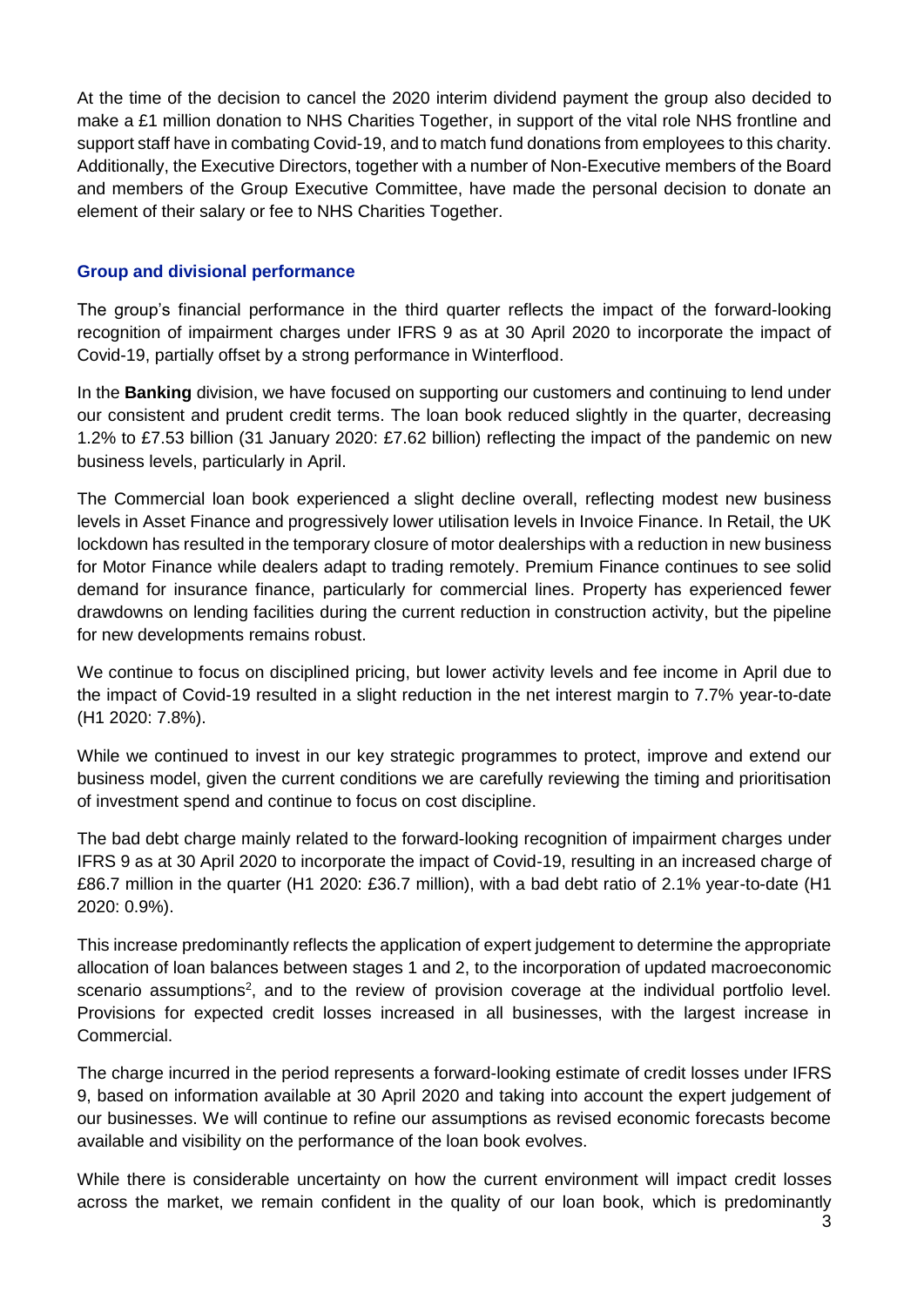At the time of the decision to cancel the 2020 interim dividend payment the group also decided to make a £1 million donation to NHS Charities Together, in support of the vital role NHS frontline and support staff have in combating Covid-19, and to match fund donations from employees to this charity. Additionally, the Executive Directors, together with a number of Non-Executive members of the Board and members of the Group Executive Committee, have made the personal decision to donate an element of their salary or fee to NHS Charities Together.

## Group and divisional performance

The group's financial performance in the third quarter reflects the impact of the forward-looking recognition of impairment charges under IFRS 9 as at 30 April 2020 to incorporate the impact of Covid-19, partially offset by a strong performance in Winterflood.

In the **Banking** division, we have focused on supporting our customers and continuing to lend under our consistent and prudent credit terms. The loan book reduced slightly in the quarter, decreasing 1.2% to £7.53 billion (31 January 2020: £7.62 billion) reflecting the impact of the pandemic on new business levels, particularly in April.

The Commercial loan book experienced a slight decline overall, reflecting modest new business levels in Asset Finance and progressively lower utilisation levels in Invoice Finance. In Retail, the UK lockdown has resulted in the temporary closure of motor dealerships with a reduction in new business for Motor Finance while dealers adapt to trading remotely. Premium Finance continues to see solid demand for insurance finance, particularly for commercial lines. Property has experienced fewer drawdowns on lending facilities during the current reduction in construction activity, but the pipeline for new developments remains robust.

We continue to focus on disciplined pricing, but lower activity levels and fee income in April due to the impact of Covid-19 resulted in a slight reduction in the net interest margin to 7.7% year-to-date (H1 2020: 7.8%).

While we continued to invest in our key strategic programmes to protect, improve and extend our business model, given the current conditions we are carefully reviewing the timing and prioritisation of investment spend and continue to focus on cost discipline.

The bad debt charge mainly related to the forward-looking recognition of impairment charges under IFRS 9 as at 30 April 2020 to incorporate the impact of Covid-19, resulting in an increased charge of £86.7 million in the quarter (H1 2020: £36.7 million), with a bad debt ratio of 2.1% year-to-date (H1 2020: 0.9%).

This increase predominantly reflects the application of expert judgement to determine the appropriate allocation of loan balances between stages 1 and 2, to the incorporation of updated macroeconomic scenario assumptions[2], and to the review of provision coverage at the individual portfolio level. Provisions for expected credit losses increased in all businesses, with the largest increase in Commercial.

The charge incurred in the period represents a forward-looking estimate of credit losses under IFRS 9, based on information available at 30 April 2020 and taking into account the expert judgement of our businesses. We will continue to refine our assumptions as revised economic forecasts become available and visibility on the performance of the loan book evolves.

While there is considerable uncertainty on how the current environment will impact credit losses across the market, we remain confident in the quality of our loan book, which is predominantly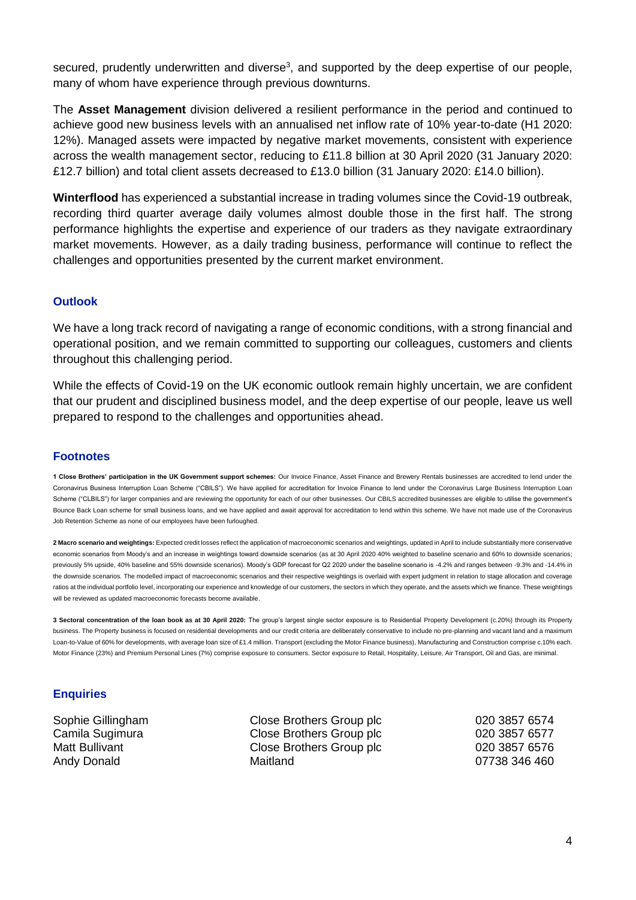secured, prudently underwritten and diverse[3], and supported by the deep expertise of our people, many of whom have experience through previous downturns.

The **Asset Management** division delivered a resilient performance in the period and continued to achieve good new business levels with an annualised net inflow rate of 10% year-to-date (H1 2020: 12%). Managed assets were impacted by negative market movements, consistent with experience across the wealth management sector, reducing to £11.8 billion at 30 April 2020 (31 January 2020: £12.7 billion) and total client assets decreased to £13.0 billion (31 January 2020: £14.0 billion).

**Winterflood** has experienced a substantial increase in trading volumes since the Covid-19 outbreak, recording third quarter average daily volumes almost double those in the first half. The strong performance highlights the expertise and experience of our traders as they navigate extraordinary market movements. However, as a daily trading business, performance will continue to reflect the challenges and opportunities presented by the current market environment.

## Outlook

We have a long track record of navigating a range of economic conditions, with a strong financial and operational position, and we remain committed to supporting our colleagues, customers and clients throughout this challenging period.

While the effects of Covid-19 on the UK economic outlook remain highly uncertain, we are confident that our prudent and disciplined business model, and the deep expertise of our people, leave us well prepared to respond to the challenges and opportunities ahead.

## Footnotes

**1 Close Brothers' participation in the UK Government support schemes:** Our Invoice Finance, Asset Finance and Brewery Rentals businesses are accredited to lend under the Coronavirus Business Interruption Loan Scheme ("CBILS"). We have applied for accreditation for Invoice Finance to lend under the Coronavirus Large Business Interruption Loan Scheme ("CLBILS") for larger companies and are reviewing the opportunity for each of our other businesses. Our CBILS accredited businesses are eligible to utilise the government's Bounce Back Loan scheme for small business loans, and we have applied and await approval for accreditation to lend within this scheme. We have not made use of the Coronavirus Job Retention Scheme as none of our employees have been furloughed.

**2 Macro scenario and weightings:** Expected credit losses reflect the application of macroeconomic scenarios and weightings, updated in April to include substantially more conservative economic scenarios from Moody's and an increase in weightings toward downside scenarios (as at 30 April 2020 40% weighted to baseline scenario and 60% to downside scenarios; previously 5% upside, 40% baseline and 55% downside scenarios). Moody's GDP forecast for Q2 2020 under the baseline scenario is -4.2% and ranges between -9.3% and -14.4% in the downside scenarios. The modelled impact of macroeconomic scenarios and their respective weightings is overlaid with expert judgment in relation to stage allocation and coverage ratios at the individual portfolio level, incorporating our experience and knowledge of our customers, the sectors in which they operate, and the assets which we finance. These weightings will be reviewed as updated macroeconomic forecasts become available.

**3 Sectoral concentration of the loan book as at 30 April 2020:** The group's largest single sector exposure is to Residential Property Development (c.20%) through its Property business. The Property business is focused on residential developments and our credit criteria are deliberately conservative to include no pre-planning and vacant land and a maximum Loan-to-Value of 60% for developments, with average loan size of £1.4 million. Transport (excluding the Motor Finance business), Manufacturing and Construction comprise c.10% each. Motor Finance (23%) and Premium Personal Lines (7%) comprise exposure to consumers. Sector exposure to Retail, Hospitality, Leisure, Air Transport, Oil and Gas, are minimal.

## Enquiries

| | | |
|---|---|---|
| Sophie Gillingham | Close Brothers Group plc | 020 3857 6574 |
| Camila Sugimura | Close Brothers Group plc | 020 3857 6577 |
| Matt Bullivant | Close Brothers Group plc | 020 3857 6576 |
| Andy Donald | Maitland | 07738 346 460 |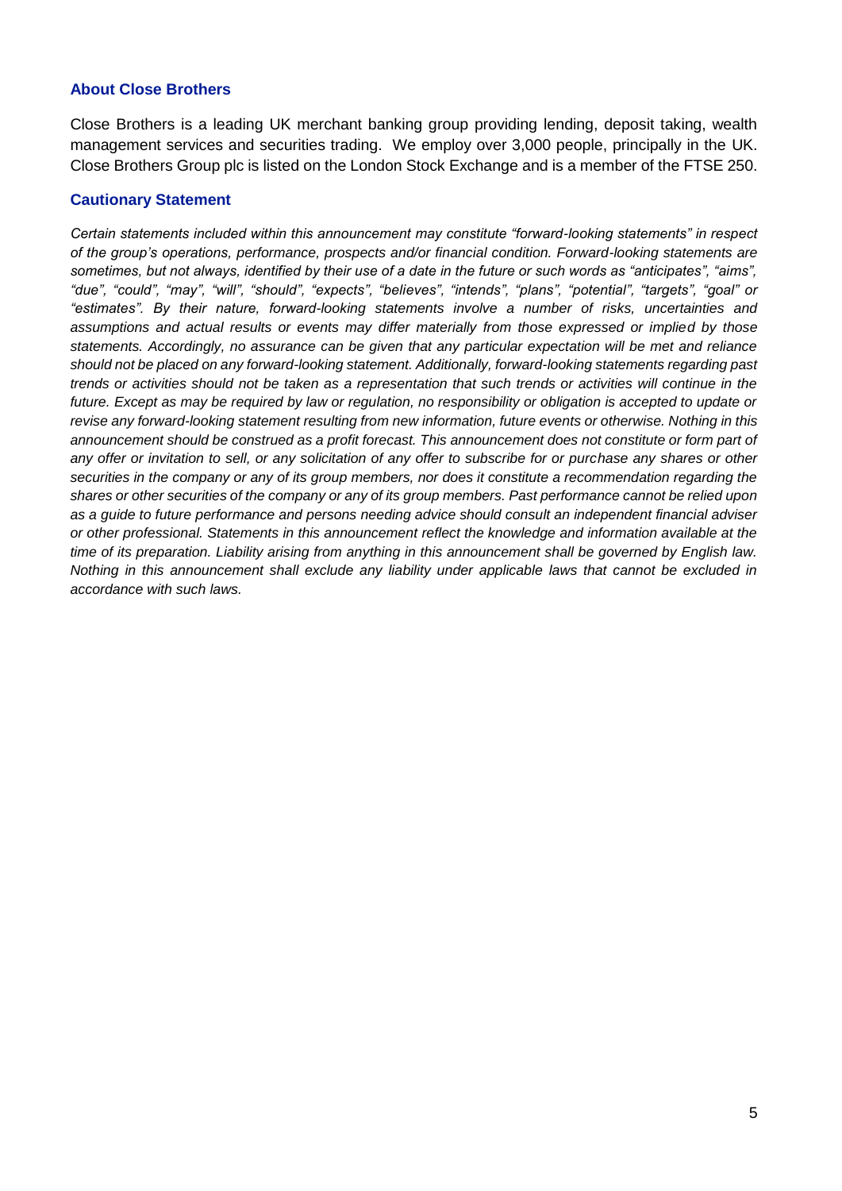### About Close Brothers

Close Brothers is a leading UK merchant banking group providing lending, deposit taking, wealth management services and securities trading. We employ over 3,000 people, principally in the UK. Close Brothers Group plc is listed on the London Stock Exchange and is a member of the FTSE 250.

### Cautionary Statement

*Certain statements included within this announcement may constitute "forward-looking statements" in respect of the group's operations, performance, prospects and/or financial condition. Forward-looking statements are sometimes, but not always, identified by their use of a date in the future or such words as "anticipates", "aims", "due", "could", "may", "will", "should", "expects", "believes", "intends", "plans", "potential", "targets", "goal" or "estimates". By their nature, forward-looking statements involve a number of risks, uncertainties and assumptions and actual results or events may differ materially from those expressed or implied by those statements. Accordingly, no assurance can be given that any particular expectation will be met and reliance should not be placed on any forward-looking statement. Additionally, forward-looking statements regarding past trends or activities should not be taken as a representation that such trends or activities will continue in the future. Except as may be required by law or regulation, no responsibility or obligation is accepted to update or revise any forward-looking statement resulting from new information, future events or otherwise. Nothing in this announcement should be construed as a profit forecast. This announcement does not constitute or form part of any offer or invitation to sell, or any solicitation of any offer to subscribe for or purchase any shares or other securities in the company or any of its group members, nor does it constitute a recommendation regarding the shares or other securities of the company or any of its group members. Past performance cannot be relied upon as a guide to future performance and persons needing advice should consult an independent financial adviser or other professional. Statements in this announcement reflect the knowledge and information available at the time of its preparation. Liability arising from anything in this announcement shall be governed by English law. Nothing in this announcement shall exclude any liability under applicable laws that cannot be excluded in accordance with such laws.*